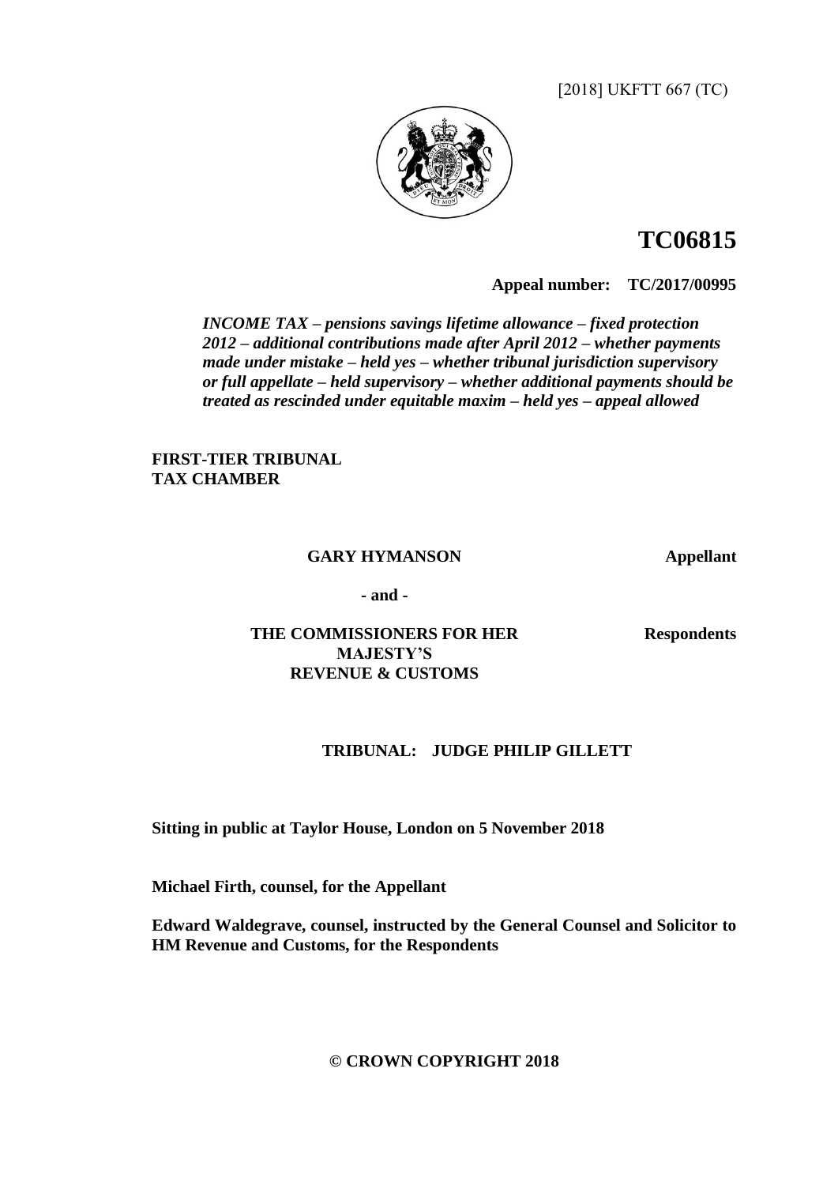[2018] UKFTT 667 (TC)

# TC06815

**Appeal number: TC/2017/00995**

***INCOME TAX – pensions savings lifetime allowance – fixed protection 2012 – additional contributions made after April 2012 – whether payments made under mistake – held yes – whether tribunal jurisdiction supervisory or full appellate – held supervisory – whether additional payments should be treated as rescinded under equitable maxim – held yes – appeal allowed***

**FIRST-TIER TRIBUNAL**
**TAX CHAMBER**

**GARY HYMANSON** **Appellant**

**- and -**

**THE COMMISSIONERS FOR HER MAJESTY'S REVENUE & CUSTOMS** **Respondents**

**TRIBUNAL: JUDGE PHILIP GILLETT**

**Sitting in public at Taylor House, London on 5 November 2018**

**Michael Firth, counsel, for the Appellant**

**Edward Waldegrave, counsel, instructed by the General Counsel and Solicitor to HM Revenue and Customs, for the Respondents**

**© CROWN COPYRIGHT 2018**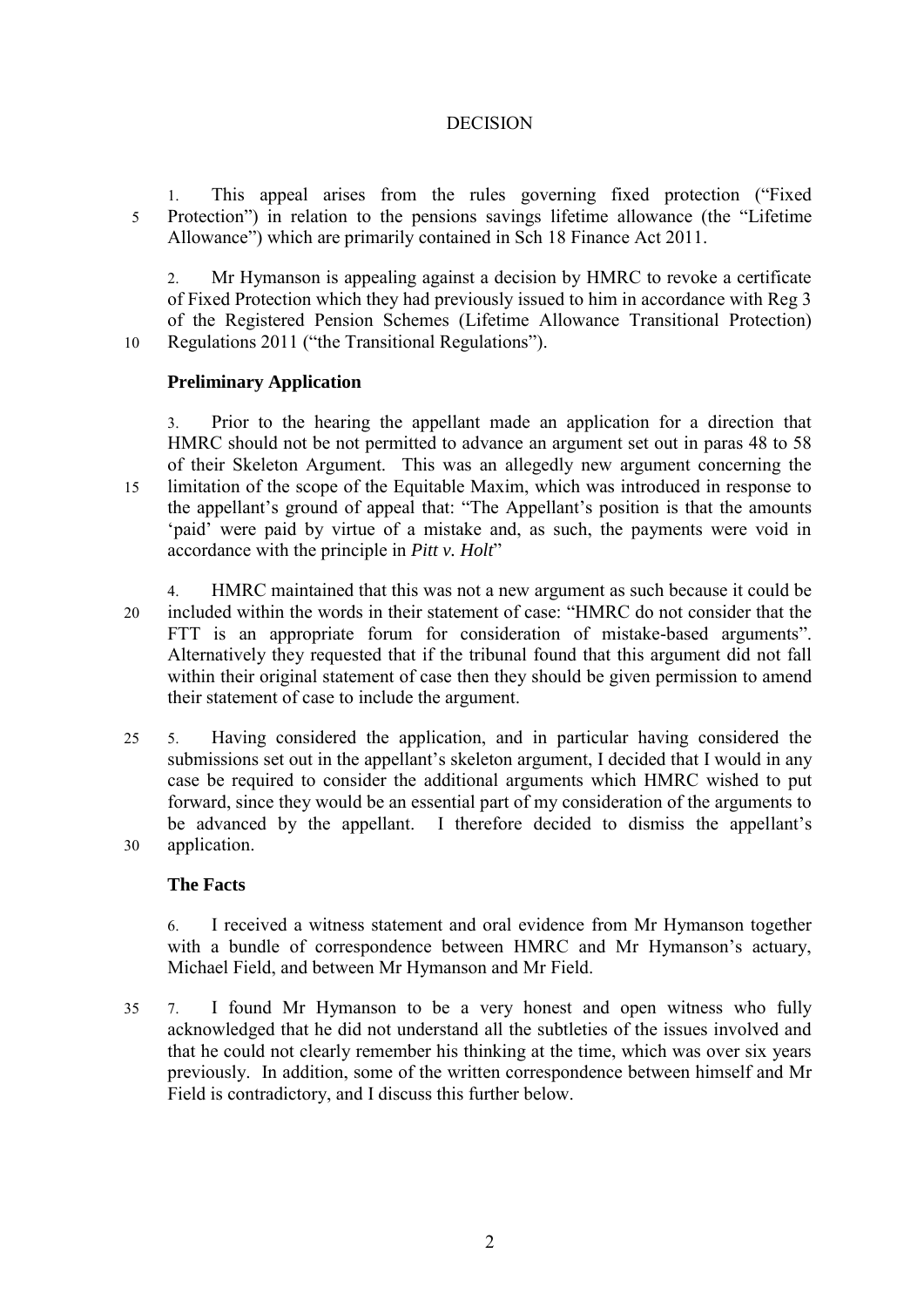# DECISION

1. This appeal arises from the rules governing fixed protection ("Fixed Protection") in relation to the pensions savings lifetime allowance (the "Lifetime Allowance") which are primarily contained in Sch 18 Finance Act 2011.

2. Mr Hymanson is appealing against a decision by HMRC to revoke a certificate of Fixed Protection which they had previously issued to him in accordance with Reg 3 of the Registered Pension Schemes (Lifetime Allowance Transitional Protection) Regulations 2011 ("the Transitional Regulations").

## Preliminary Application

3. Prior to the hearing the appellant made an application for a direction that HMRC should not be not permitted to advance an argument set out in paras 48 to 58 of their Skeleton Argument. This was an allegedly new argument concerning the limitation of the scope of the Equitable Maxim, which was introduced in response to the appellant's ground of appeal that: "The Appellant's position is that the amounts 'paid' were paid by virtue of a mistake and, as such, the payments were void in accordance with the principle in *Pitt v. Holt*"

4. HMRC maintained that this was not a new argument as such because it could be included within the words in their statement of case: "HMRC do not consider that the FTT is an appropriate forum for consideration of mistake-based arguments". Alternatively they requested that if the tribunal found that this argument did not fall within their original statement of case then they should be given permission to amend their statement of case to include the argument.

5. Having considered the application, and in particular having considered the submissions set out in the appellant's skeleton argument, I decided that I would in any case be required to consider the additional arguments which HMRC wished to put forward, since they would be an essential part of my consideration of the arguments to be advanced by the appellant. I therefore decided to dismiss the appellant's application.

## The Facts

6. I received a witness statement and oral evidence from Mr Hymanson together with a bundle of correspondence between HMRC and Mr Hymanson's actuary, Michael Field, and between Mr Hymanson and Mr Field.

7. I found Mr Hymanson to be a very honest and open witness who fully acknowledged that he did not understand all the subtleties of the issues involved and that he could not clearly remember his thinking at the time, which was over six years previously. In addition, some of the written correspondence between himself and Mr Field is contradictory, and I discuss this further below.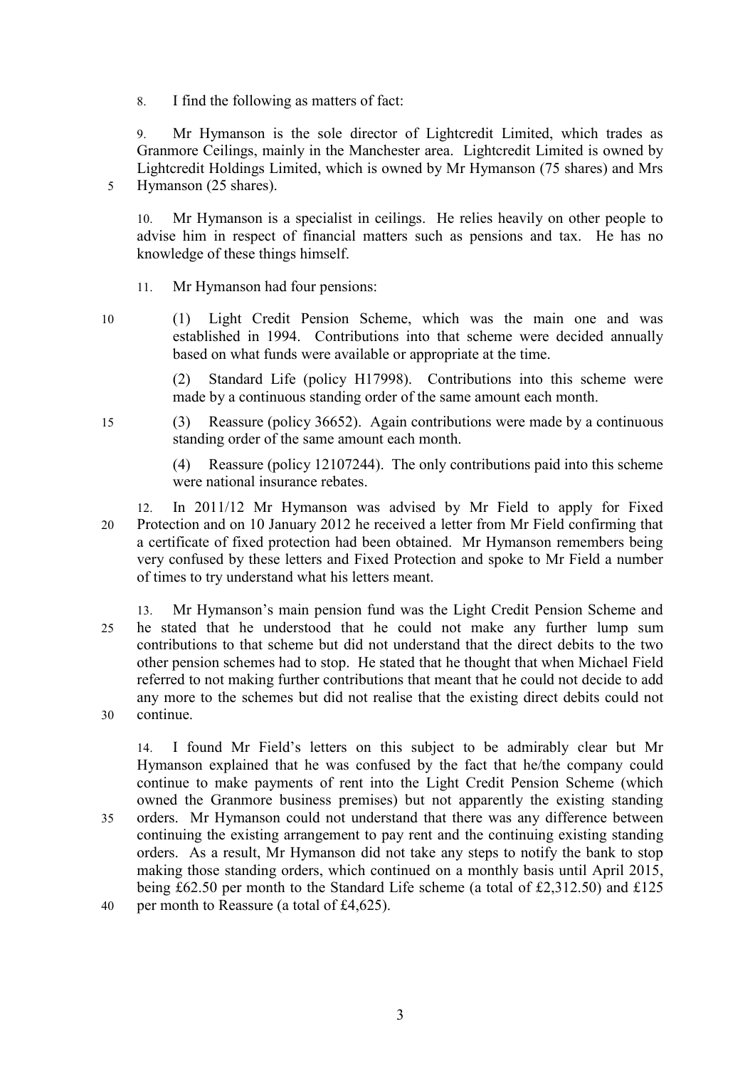8. I find the following as matters of fact:

9. Mr Hymanson is the sole director of Lightcredit Limited, which trades as Granmore Ceilings, mainly in the Manchester area. Lightcredit Limited is owned by Lightcredit Holdings Limited, which is owned by Mr Hymanson (75 shares) and Mrs Hymanson (25 shares).

10. Mr Hymanson is a specialist in ceilings. He relies heavily on other people to advise him in respect of financial matters such as pensions and tax. He has no knowledge of these things himself.

11. Mr Hymanson had four pensions:

(1) Light Credit Pension Scheme, which was the main one and was established in 1994. Contributions into that scheme were decided annually based on what funds were available or appropriate at the time.

(2) Standard Life (policy H17998). Contributions into this scheme were made by a continuous standing order of the same amount each month.

(3) Reassure (policy 36652). Again contributions were made by a continuous standing order of the same amount each month.

(4) Reassure (policy 12107244). The only contributions paid into this scheme were national insurance rebates.

12. In 2011/12 Mr Hymanson was advised by Mr Field to apply for Fixed Protection and on 10 January 2012 he received a letter from Mr Field confirming that a certificate of fixed protection had been obtained. Mr Hymanson remembers being very confused by these letters and Fixed Protection and spoke to Mr Field a number of times to try understand what his letters meant.

13. Mr Hymanson's main pension fund was the Light Credit Pension Scheme and he stated that he understood that he could not make any further lump sum contributions to that scheme but did not understand that the direct debits to the two other pension schemes had to stop. He stated that he thought that when Michael Field referred to not making further contributions that meant that he could not decide to add any more to the schemes but did not realise that the existing direct debits could not continue.

14. I found Mr Field's letters on this subject to be admirably clear but Mr Hymanson explained that he was confused by the fact that he/the company could continue to make payments of rent into the Light Credit Pension Scheme (which owned the Granmore business premises) but not apparently the existing standing orders. Mr Hymanson could not understand that there was any difference between continuing the existing arrangement to pay rent and the continuing existing standing orders. As a result, Mr Hymanson did not take any steps to notify the bank to stop making those standing orders, which continued on a monthly basis until April 2015, being £62.50 per month to the Standard Life scheme (a total of £2,312.50) and £125 per month to Reassure (a total of £4,625).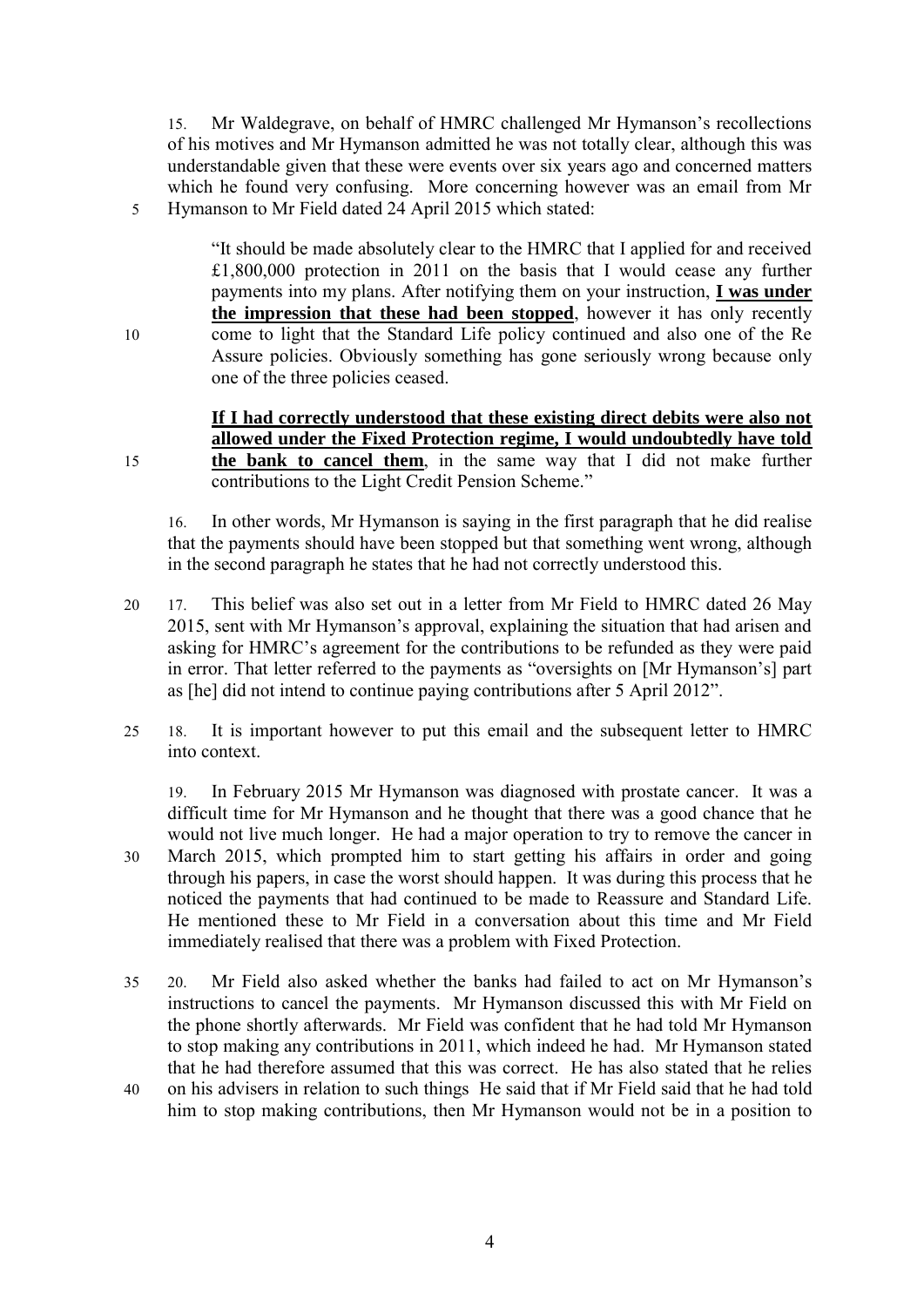15. Mr Waldegrave, on behalf of HMRC challenged Mr Hymanson's recollections of his motives and Mr Hymanson admitted he was not totally clear, although this was understandable given that these were events over six years ago and concerned matters which he found very confusing. More concerning however was an email from Mr Hymanson to Mr Field dated 24 April 2015 which stated:

> "It should be made absolutely clear to the HMRC that I applied for and received £1,800,000 protection in 2011 on the basis that I would cease any further payments into my plans. After notifying them on your instruction, **I was under the impression that these had been stopped**, however it has only recently come to light that the Standard Life policy continued and also one of the Re Assure policies. Obviously something has gone seriously wrong because only one of the three policies ceased.
>
> **If I had correctly understood that these existing direct debits were also not allowed under the Fixed Protection regime, I would undoubtedly have told the bank to cancel them**, in the same way that I did not make further contributions to the Light Credit Pension Scheme."

16. In other words, Mr Hymanson is saying in the first paragraph that he did realise that the payments should have been stopped but that something went wrong, although in the second paragraph he states that he had not correctly understood this.

17. This belief was also set out in a letter from Mr Field to HMRC dated 26 May 2015, sent with Mr Hymanson's approval, explaining the situation that had arisen and asking for HMRC's agreement for the contributions to be refunded as they were paid in error. That letter referred to the payments as "oversights on [Mr Hymanson's] part as [he] did not intend to continue paying contributions after 5 April 2012".

18. It is important however to put this email and the subsequent letter to HMRC into context.

19. In February 2015 Mr Hymanson was diagnosed with prostate cancer. It was a difficult time for Mr Hymanson and he thought that there was a good chance that he would not live much longer. He had a major operation to try to remove the cancer in March 2015, which prompted him to start getting his affairs in order and going through his papers, in case the worst should happen. It was during this process that he noticed the payments that had continued to be made to Reassure and Standard Life. He mentioned these to Mr Field in a conversation about this time and Mr Field immediately realised that there was a problem with Fixed Protection.

20. Mr Field also asked whether the banks had failed to act on Mr Hymanson's instructions to cancel the payments. Mr Hymanson discussed this with Mr Field on the phone shortly afterwards. Mr Field was confident that he had told Mr Hymanson to stop making any contributions in 2011, which indeed he had. Mr Hymanson stated that he had therefore assumed that this was correct. He has also stated that he relies on his advisers in relation to such things He said that if Mr Field said that he had told him to stop making contributions, then Mr Hymanson would not be in a position to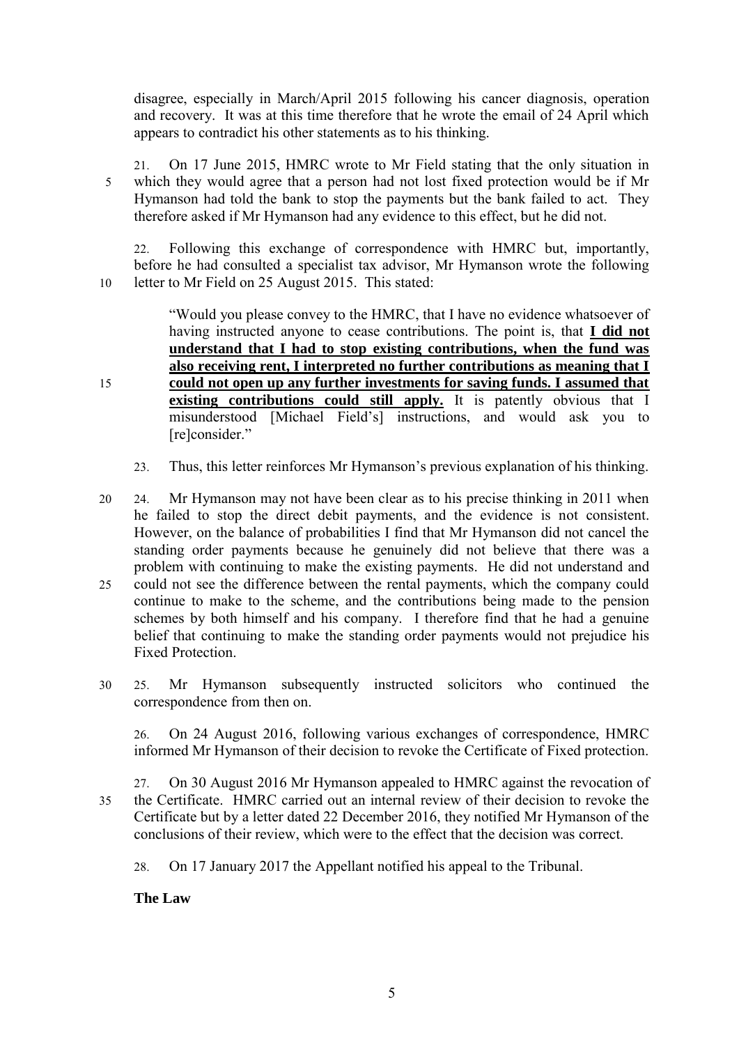disagree, especially in March/April 2015 following his cancer diagnosis, operation and recovery. It was at this time therefore that he wrote the email of 24 April which appears to contradict his other statements as to his thinking.

21. On 17 June 2015, HMRC wrote to Mr Field stating that the only situation in which they would agree that a person had not lost fixed protection would be if Mr Hymanson had told the bank to stop the payments but the bank failed to act. They therefore asked if Mr Hymanson had any evidence to this effect, but he did not.

22. Following this exchange of correspondence with HMRC but, importantly, before he had consulted a specialist tax advisor, Mr Hymanson wrote the following letter to Mr Field on 25 August 2015. This stated:

> "Would you please convey to the HMRC, that I have no evidence whatsoever of having instructed anyone to cease contributions. The point is, that **I did not understand that I had to stop existing contributions, when the fund was also receiving rent, I interpreted no further contributions as meaning that I could not open up any further investments for saving funds. I assumed that existing contributions could still apply.** It is patently obvious that I misunderstood [Michael Field's] instructions, and would ask you to [re]consider."

23. Thus, this letter reinforces Mr Hymanson's previous explanation of his thinking.

24. Mr Hymanson may not have been clear as to his precise thinking in 2011 when he failed to stop the direct debit payments, and the evidence is not consistent. However, on the balance of probabilities I find that Mr Hymanson did not cancel the standing order payments because he genuinely did not believe that there was a problem with continuing to make the existing payments. He did not understand and could not see the difference between the rental payments, which the company could continue to make to the scheme, and the contributions being made to the pension schemes by both himself and his company. I therefore find that he had a genuine belief that continuing to make the standing order payments would not prejudice his Fixed Protection.

25. Mr Hymanson subsequently instructed solicitors who continued the correspondence from then on.

26. On 24 August 2016, following various exchanges of correspondence, HMRC informed Mr Hymanson of their decision to revoke the Certificate of Fixed protection.

27. On 30 August 2016 Mr Hymanson appealed to HMRC against the revocation of the Certificate. HMRC carried out an internal review of their decision to revoke the Certificate but by a letter dated 22 December 2016, they notified Mr Hymanson of the conclusions of their review, which were to the effect that the decision was correct.

28. On 17 January 2017 the Appellant notified his appeal to the Tribunal.

**The Law**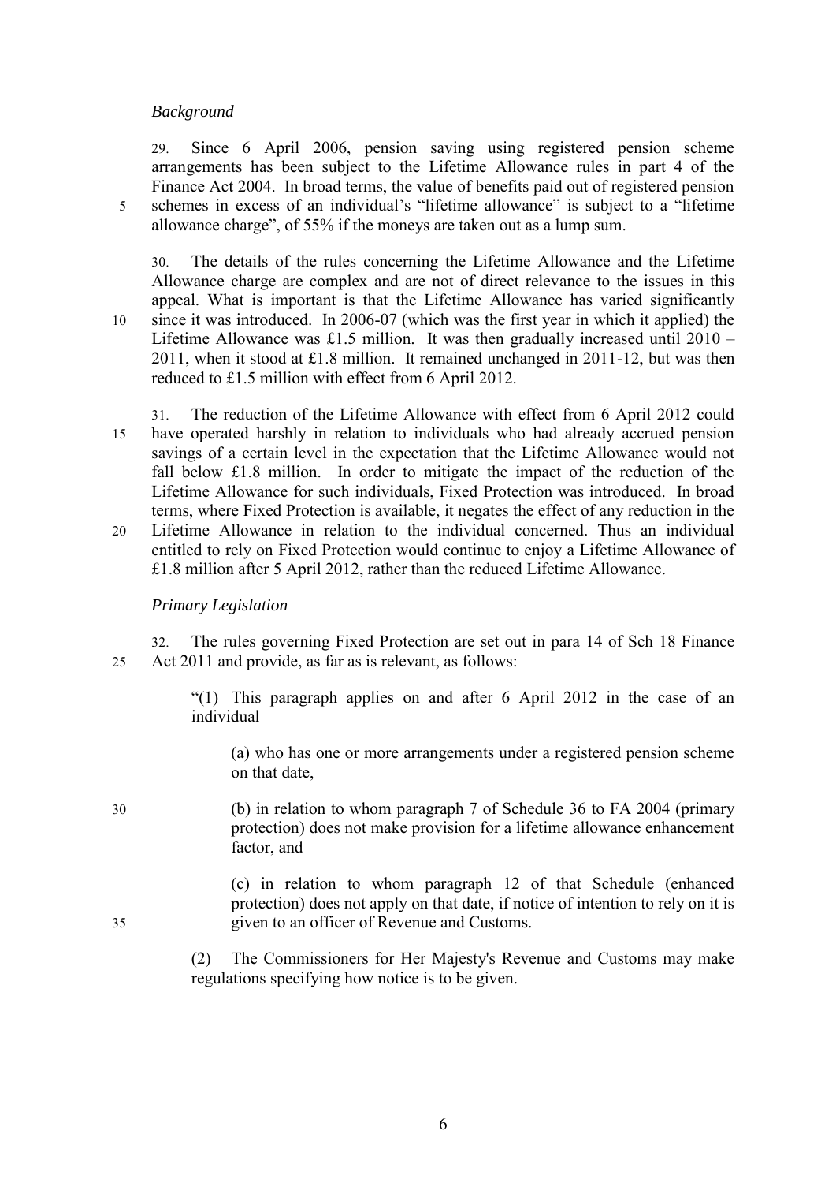*Background*

29. Since 6 April 2006, pension saving using registered pension scheme arrangements has been subject to the Lifetime Allowance rules in part 4 of the Finance Act 2004. In broad terms, the value of benefits paid out of registered pension schemes in excess of an individual's "lifetime allowance" is subject to a "lifetime allowance charge", of 55% if the moneys are taken out as a lump sum.

30. The details of the rules concerning the Lifetime Allowance and the Lifetime Allowance charge are complex and are not of direct relevance to the issues in this appeal. What is important is that the Lifetime Allowance has varied significantly since it was introduced. In 2006-07 (which was the first year in which it applied) the Lifetime Allowance was £1.5 million. It was then gradually increased until 2010 – 2011, when it stood at £1.8 million. It remained unchanged in 2011-12, but was then reduced to £1.5 million with effect from 6 April 2012.

31. The reduction of the Lifetime Allowance with effect from 6 April 2012 could have operated harshly in relation to individuals who had already accrued pension savings of a certain level in the expectation that the Lifetime Allowance would not fall below £1.8 million. In order to mitigate the impact of the reduction of the Lifetime Allowance for such individuals, Fixed Protection was introduced. In broad terms, where Fixed Protection is available, it negates the effect of any reduction in the Lifetime Allowance in relation to the individual concerned. Thus an individual entitled to rely on Fixed Protection would continue to enjoy a Lifetime Allowance of £1.8 million after 5 April 2012, rather than the reduced Lifetime Allowance.

*Primary Legislation*

32. The rules governing Fixed Protection are set out in para 14 of Sch 18 Finance Act 2011 and provide, as far as is relevant, as follows:

> "(1) This paragraph applies on and after 6 April 2012 in the case of an individual
>
> > (a) who has one or more arrangements under a registered pension scheme on that date,
> >
> > (b) in relation to whom paragraph 7 of Schedule 36 to FA 2004 (primary protection) does not make provision for a lifetime allowance enhancement factor, and
> >
> > (c) in relation to whom paragraph 12 of that Schedule (enhanced protection) does not apply on that date, if notice of intention to rely on it is given to an officer of Revenue and Customs.
>
> (2) The Commissioners for Her Majesty's Revenue and Customs may make regulations specifying how notice is to be given.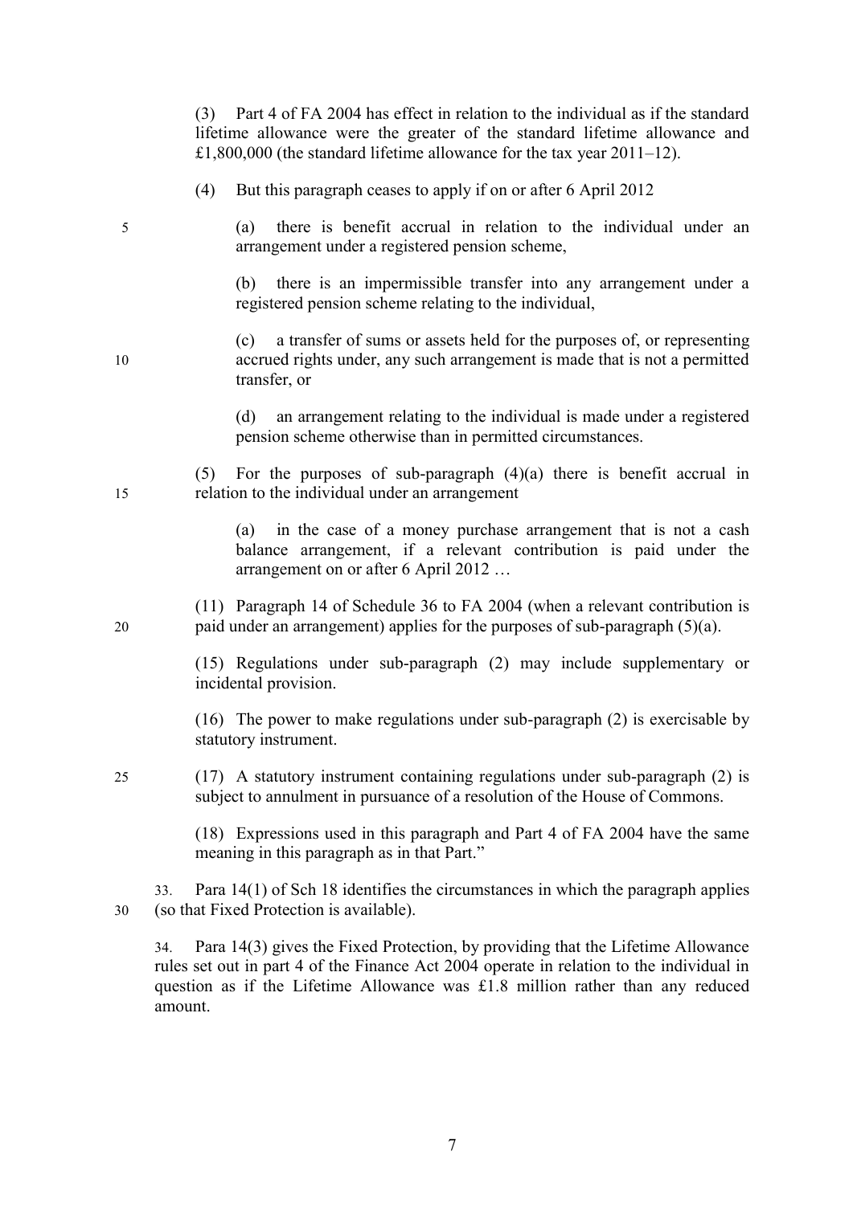(3) Part 4 of FA 2004 has effect in relation to the individual as if the standard lifetime allowance were the greater of the standard lifetime allowance and £1,800,000 (the standard lifetime allowance for the tax year 2011–12).

(4) But this paragraph ceases to apply if on or after 6 April 2012

(a) there is benefit accrual in relation to the individual under an arrangement under a registered pension scheme,

(b) there is an impermissible transfer into any arrangement under a registered pension scheme relating to the individual,

(c) a transfer of sums or assets held for the purposes of, or representing accrued rights under, any such arrangement is made that is not a permitted transfer, or

(d) an arrangement relating to the individual is made under a registered pension scheme otherwise than in permitted circumstances.

(5) For the purposes of sub-paragraph (4)(a) there is benefit accrual in relation to the individual under an arrangement

(a) in the case of a money purchase arrangement that is not a cash balance arrangement, if a relevant contribution is paid under the arrangement on or after 6 April 2012 …

(11) Paragraph 14 of Schedule 36 to FA 2004 (when a relevant contribution is paid under an arrangement) applies for the purposes of sub-paragraph (5)(a).

(15) Regulations under sub-paragraph (2) may include supplementary or incidental provision.

(16) The power to make regulations under sub-paragraph (2) is exercisable by statutory instrument.

(17) A statutory instrument containing regulations under sub-paragraph (2) is subject to annulment in pursuance of a resolution of the House of Commons.

(18) Expressions used in this paragraph and Part 4 of FA 2004 have the same meaning in this paragraph as in that Part."

33. Para 14(1) of Sch 18 identifies the circumstances in which the paragraph applies (so that Fixed Protection is available).

34. Para 14(3) gives the Fixed Protection, by providing that the Lifetime Allowance rules set out in part 4 of the Finance Act 2004 operate in relation to the individual in question as if the Lifetime Allowance was £1.8 million rather than any reduced amount.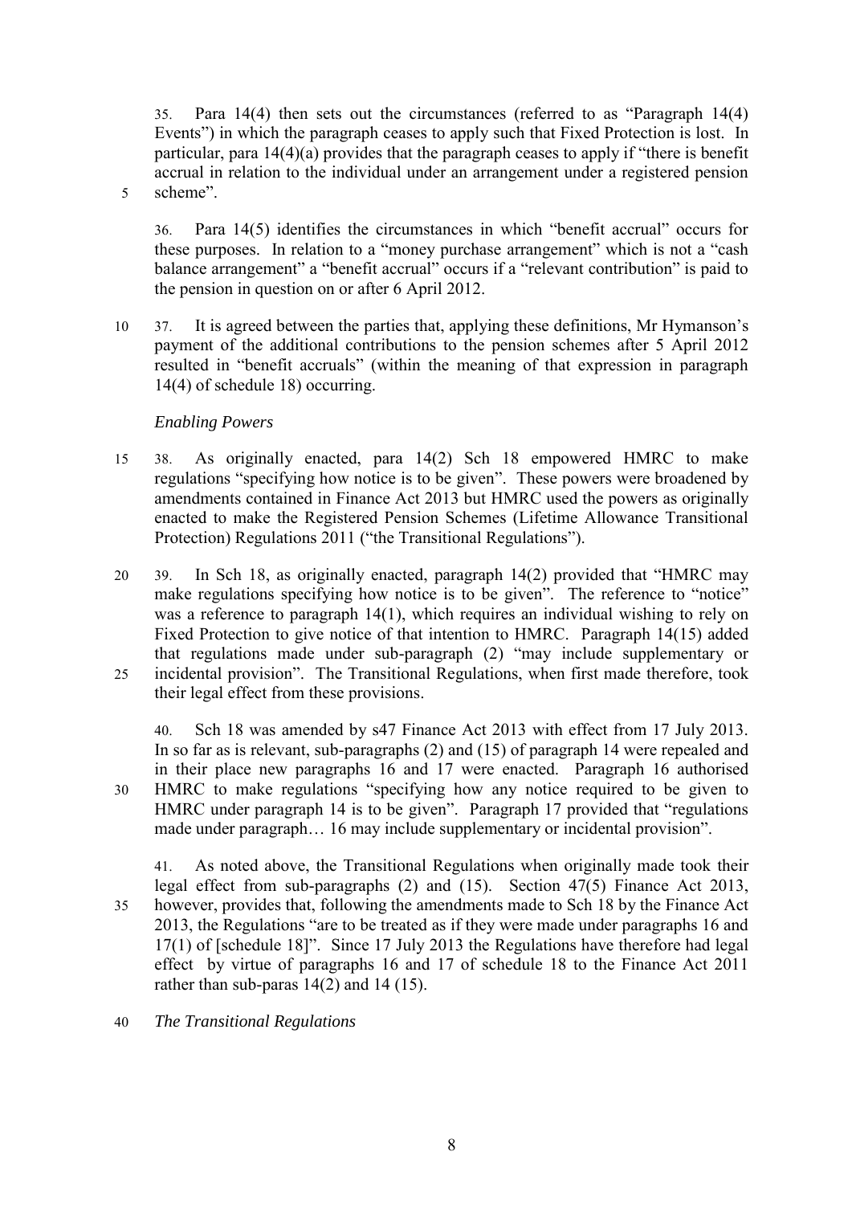35. Para 14(4) then sets out the circumstances (referred to as "Paragraph 14(4) Events") in which the paragraph ceases to apply such that Fixed Protection is lost. In particular, para 14(4)(a) provides that the paragraph ceases to apply if "there is benefit accrual in relation to the individual under an arrangement under a registered pension scheme".

36. Para 14(5) identifies the circumstances in which "benefit accrual" occurs for these purposes. In relation to a "money purchase arrangement" which is not a "cash balance arrangement" a "benefit accrual" occurs if a "relevant contribution" is paid to the pension in question on or after 6 April 2012.

37. It is agreed between the parties that, applying these definitions, Mr Hymanson's payment of the additional contributions to the pension schemes after 5 April 2012 resulted in "benefit accruals" (within the meaning of that expression in paragraph 14(4) of schedule 18) occurring.

*Enabling Powers*

38. As originally enacted, para 14(2) Sch 18 empowered HMRC to make regulations "specifying how notice is to be given". These powers were broadened by amendments contained in Finance Act 2013 but HMRC used the powers as originally enacted to make the Registered Pension Schemes (Lifetime Allowance Transitional Protection) Regulations 2011 ("the Transitional Regulations").

39. In Sch 18, as originally enacted, paragraph 14(2) provided that "HMRC may make regulations specifying how notice is to be given". The reference to "notice" was a reference to paragraph 14(1), which requires an individual wishing to rely on Fixed Protection to give notice of that intention to HMRC. Paragraph 14(15) added that regulations made under sub-paragraph (2) "may include supplementary or incidental provision". The Transitional Regulations, when first made therefore, took their legal effect from these provisions.

40. Sch 18 was amended by s47 Finance Act 2013 with effect from 17 July 2013. In so far as is relevant, sub-paragraphs (2) and (15) of paragraph 14 were repealed and in their place new paragraphs 16 and 17 were enacted. Paragraph 16 authorised HMRC to make regulations "specifying how any notice required to be given to HMRC under paragraph 14 is to be given". Paragraph 17 provided that "regulations made under paragraph… 16 may include supplementary or incidental provision".

41. As noted above, the Transitional Regulations when originally made took their legal effect from sub-paragraphs (2) and (15). Section 47(5) Finance Act 2013, however, provides that, following the amendments made to Sch 18 by the Finance Act 2013, the Regulations "are to be treated as if they were made under paragraphs 16 and 17(1) of [schedule 18]". Since 17 July 2013 the Regulations have therefore had legal effect by virtue of paragraphs 16 and 17 of schedule 18 to the Finance Act 2011 rather than sub-paras 14(2) and 14 (15).

*The Transitional Regulations*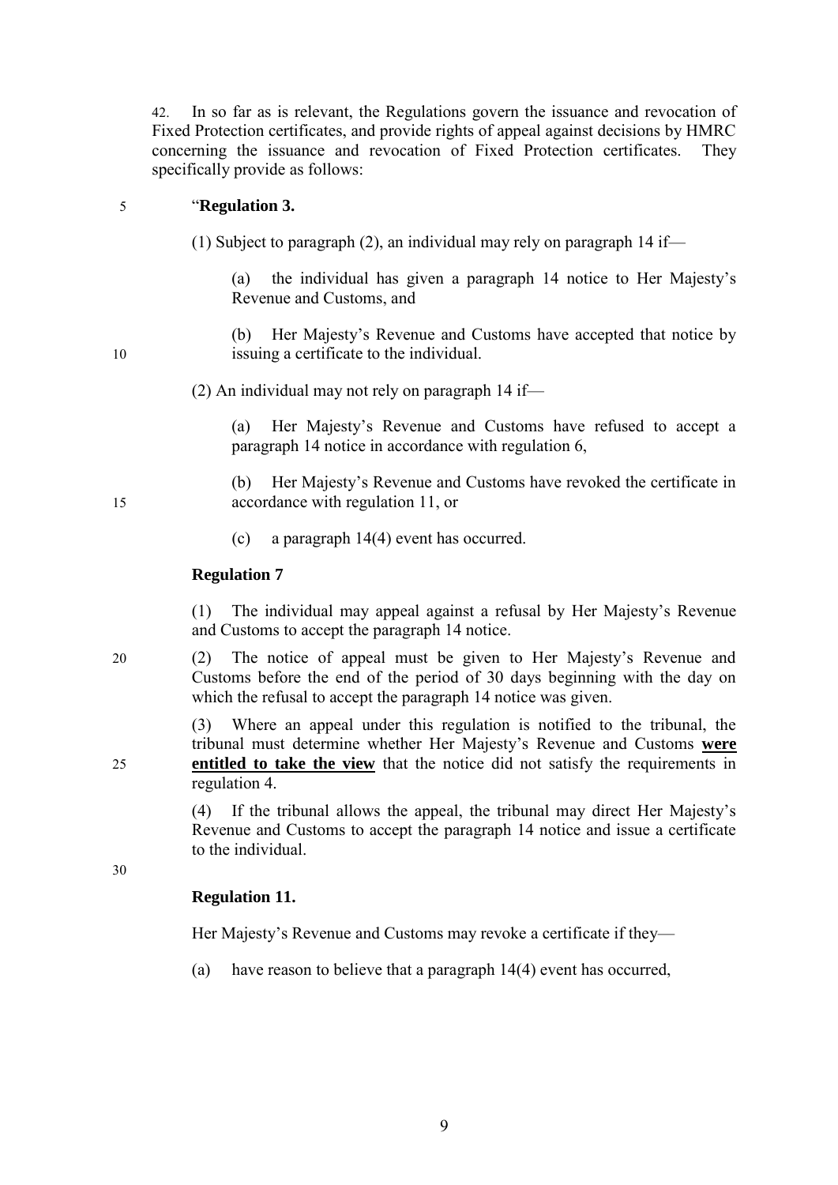42. In so far as is relevant, the Regulations govern the issuance and revocation of Fixed Protection certificates, and provide rights of appeal against decisions by HMRC concerning the issuance and revocation of Fixed Protection certificates. They specifically provide as follows:

> "**Regulation 3.**
>
> (1) Subject to paragraph (2), an individual may rely on paragraph 14 if—
>
> (a) the individual has given a paragraph 14 notice to Her Majesty's Revenue and Customs, and
>
> (b) Her Majesty's Revenue and Customs have accepted that notice by issuing a certificate to the individual.
>
> (2) An individual may not rely on paragraph 14 if—
>
> (a) Her Majesty's Revenue and Customs have refused to accept a paragraph 14 notice in accordance with regulation 6,
>
> (b) Her Majesty's Revenue and Customs have revoked the certificate in accordance with regulation 11, or
>
> (c) a paragraph 14(4) event has occurred.
>
> **Regulation 7**
>
> (1) The individual may appeal against a refusal by Her Majesty's Revenue and Customs to accept the paragraph 14 notice.
>
> (2) The notice of appeal must be given to Her Majesty's Revenue and Customs before the end of the period of 30 days beginning with the day on which the refusal to accept the paragraph 14 notice was given.
>
> (3) Where an appeal under this regulation is notified to the tribunal, the tribunal must determine whether Her Majesty's Revenue and Customs **<u>were entitled to take the view</u>** that the notice did not satisfy the requirements in regulation 4.
>
> (4) If the tribunal allows the appeal, the tribunal may direct Her Majesty's Revenue and Customs to accept the paragraph 14 notice and issue a certificate to the individual.
>
> **Regulation 11.**
>
> Her Majesty's Revenue and Customs may revoke a certificate if they—
>
> (a) have reason to believe that a paragraph 14(4) event has occurred,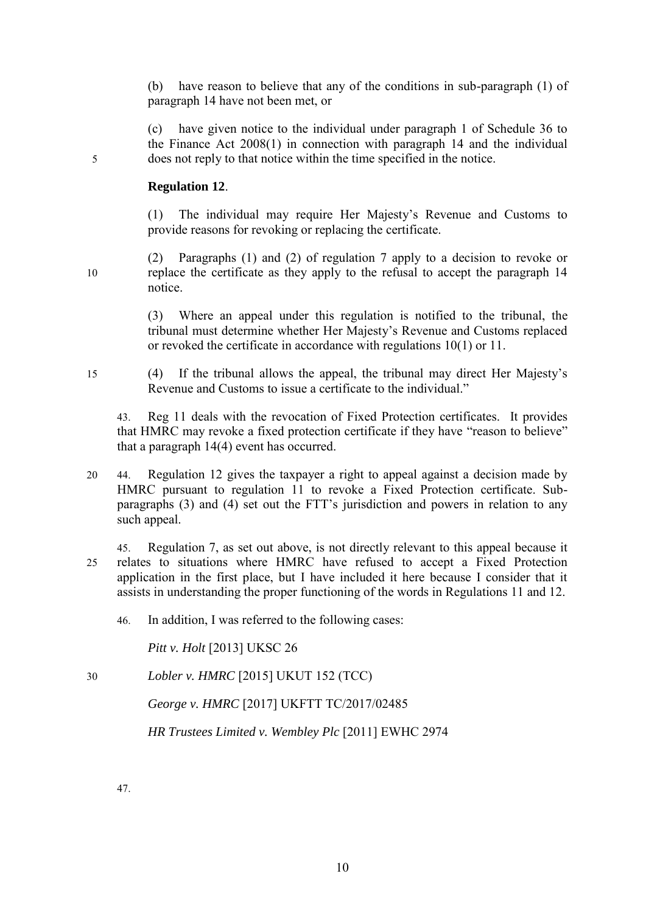(b) have reason to believe that any of the conditions in sub-paragraph (1) of paragraph 14 have not been met, or

(c) have given notice to the individual under paragraph 1 of Schedule 36 to the Finance Act 2008(1) in connection with paragraph 14 and the individual does not reply to that notice within the time specified in the notice.

**Regulation 12**.

(1) The individual may require Her Majesty's Revenue and Customs to provide reasons for revoking or replacing the certificate.

(2) Paragraphs (1) and (2) of regulation 7 apply to a decision to revoke or replace the certificate as they apply to the refusal to accept the paragraph 14 notice.

(3) Where an appeal under this regulation is notified to the tribunal, the tribunal must determine whether Her Majesty's Revenue and Customs replaced or revoked the certificate in accordance with regulations 10(1) or 11.

(4) If the tribunal allows the appeal, the tribunal may direct Her Majesty's Revenue and Customs to issue a certificate to the individual."

43. Reg 11 deals with the revocation of Fixed Protection certificates. It provides that HMRC may revoke a fixed protection certificate if they have "reason to believe" that a paragraph 14(4) event has occurred.

44. Regulation 12 gives the taxpayer a right to appeal against a decision made by HMRC pursuant to regulation 11 to revoke a Fixed Protection certificate. Sub-paragraphs (3) and (4) set out the FTT's jurisdiction and powers in relation to any such appeal.

45. Regulation 7, as set out above, is not directly relevant to this appeal because it relates to situations where HMRC have refused to accept a Fixed Protection application in the first place, but I have included it here because I consider that it assists in understanding the proper functioning of the words in Regulations 11 and 12.

46. In addition, I was referred to the following cases:

*Pitt v. Holt* [2013] UKSC 26

*Lobler v. HMRC* [2015] UKUT 152 (TCC)

*George v. HMRC* [2017] UKFTT TC/2017/02485

*HR Trustees Limited v. Wembley Plc* [2011] EWHC 2974

47.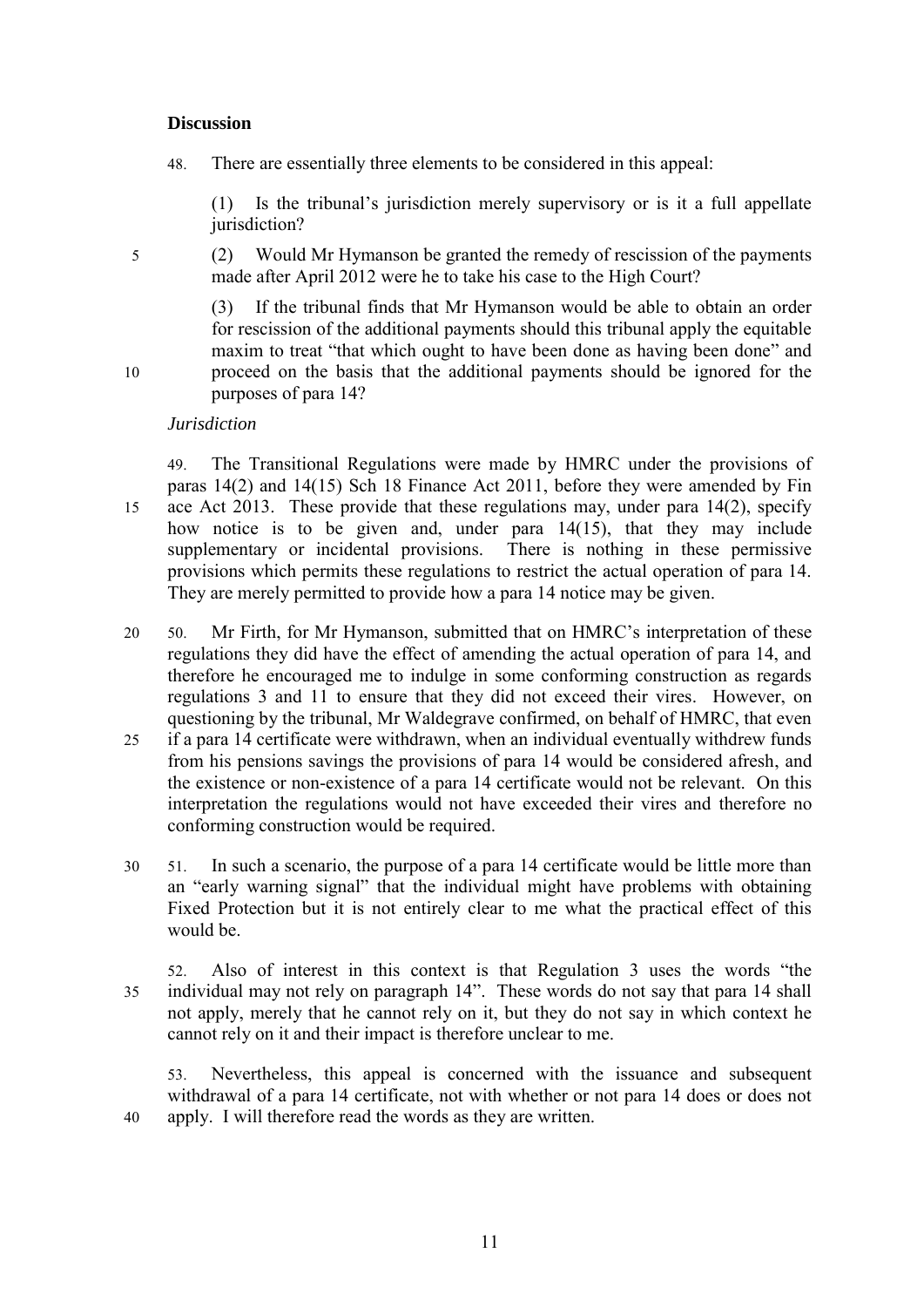**Discussion**

48. There are essentially three elements to be considered in this appeal:

(1) Is the tribunal's jurisdiction merely supervisory or is it a full appellate jurisdiction?

(2) Would Mr Hymanson be granted the remedy of rescission of the payments made after April 2012 were he to take his case to the High Court?

(3) If the tribunal finds that Mr Hymanson would be able to obtain an order for rescission of the additional payments should this tribunal apply the equitable maxim to treat "that which ought to have been done as having been done" and proceed on the basis that the additional payments should be ignored for the purposes of para 14?

*Jurisdiction*

49. The Transitional Regulations were made by HMRC under the provisions of paras 14(2) and 14(15) Sch 18 Finance Act 2011, before they were amended by Finance Act 2013. These provide that these regulations may, under para 14(2), specify how notice is to be given and, under para 14(15), that they may include supplementary or incidental provisions. There is nothing in these permissive provisions which permits these regulations to restrict the actual operation of para 14. They are merely permitted to provide how a para 14 notice may be given.

50. Mr Firth, for Mr Hymanson, submitted that on HMRC's interpretation of these regulations they did have the effect of amending the actual operation of para 14, and therefore he encouraged me to indulge in some conforming construction as regards regulations 3 and 11 to ensure that they did not exceed their vires. However, on questioning by the tribunal, Mr Waldegrave confirmed, on behalf of HMRC, that even if a para 14 certificate were withdrawn, when an individual eventually withdrew funds from his pensions savings the provisions of para 14 would be considered afresh, and the existence or non-existence of a para 14 certificate would not be relevant. On this interpretation the regulations would not have exceeded their vires and therefore no conforming construction would be required.

51. In such a scenario, the purpose of a para 14 certificate would be little more than an "early warning signal" that the individual might have problems with obtaining Fixed Protection but it is not entirely clear to me what the practical effect of this would be.

52. Also of interest in this context is that Regulation 3 uses the words "the individual may not rely on paragraph 14". These words do not say that para 14 shall not apply, merely that he cannot rely on it, but they do not say in which context he cannot rely on it and their impact is therefore unclear to me.

53. Nevertheless, this appeal is concerned with the issuance and subsequent withdrawal of a para 14 certificate, not with whether or not para 14 does or does not apply. I will therefore read the words as they are written.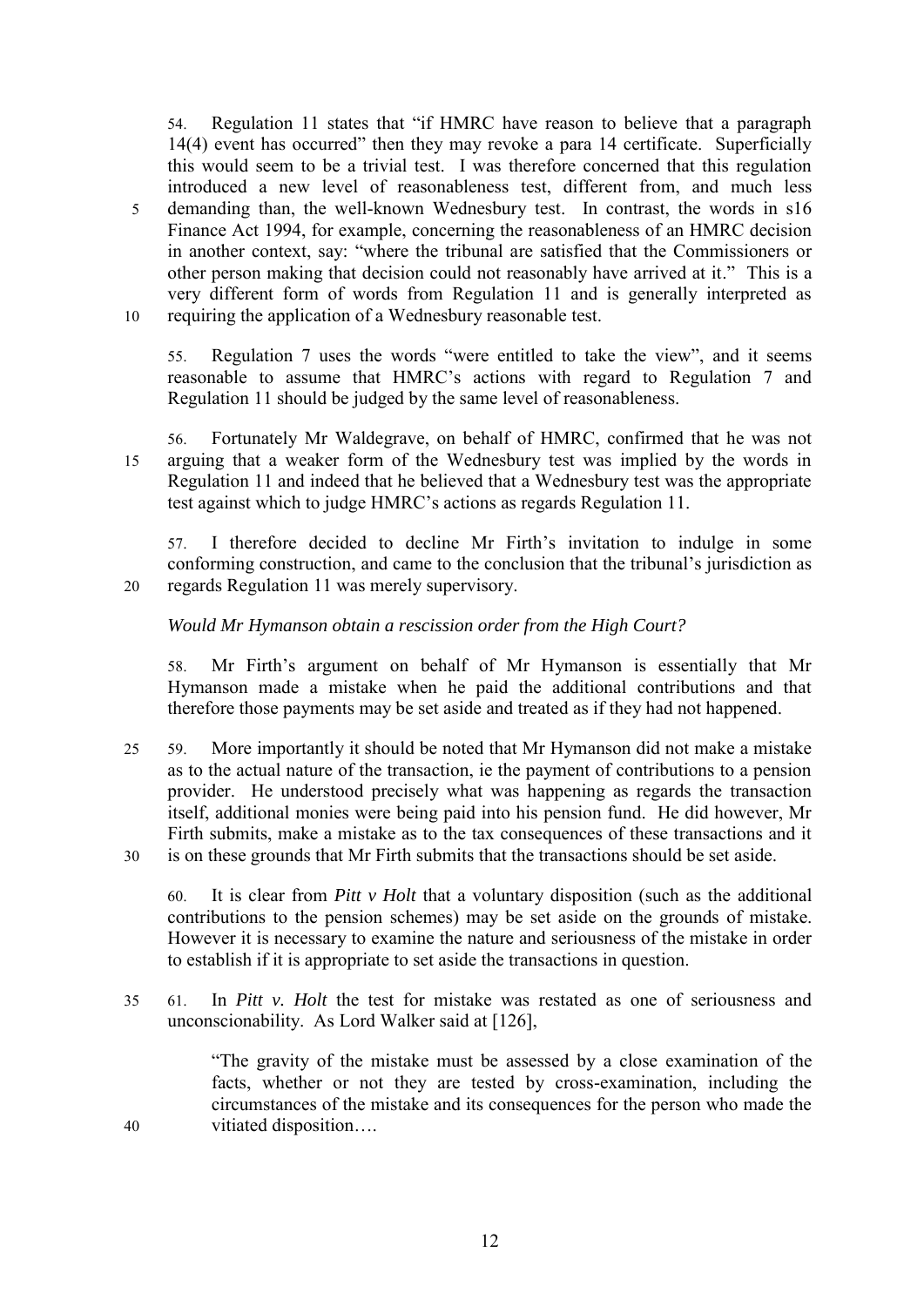54. Regulation 11 states that "if HMRC have reason to believe that a paragraph 14(4) event has occurred" then they may revoke a para 14 certificate. Superficially this would seem to be a trivial test. I was therefore concerned that this regulation introduced a new level of reasonableness test, different from, and much less demanding than, the well-known Wednesbury test. In contrast, the words in s16 Finance Act 1994, for example, concerning the reasonableness of an HMRC decision in another context, say: "where the tribunal are satisfied that the Commissioners or other person making that decision could not reasonably have arrived at it." This is a very different form of words from Regulation 11 and is generally interpreted as requiring the application of a Wednesbury reasonable test.

55. Regulation 7 uses the words "were entitled to take the view", and it seems reasonable to assume that HMRC's actions with regard to Regulation 7 and Regulation 11 should be judged by the same level of reasonableness.

56. Fortunately Mr Waldegrave, on behalf of HMRC, confirmed that he was not arguing that a weaker form of the Wednesbury test was implied by the words in Regulation 11 and indeed that he believed that a Wednesbury test was the appropriate test against which to judge HMRC's actions as regards Regulation 11.

57. I therefore decided to decline Mr Firth's invitation to indulge in some conforming construction, and came to the conclusion that the tribunal's jurisdiction as regards Regulation 11 was merely supervisory.

*Would Mr Hymanson obtain a rescission order from the High Court?*

58. Mr Firth's argument on behalf of Mr Hymanson is essentially that Mr Hymanson made a mistake when he paid the additional contributions and that therefore those payments may be set aside and treated as if they had not happened.

59. More importantly it should be noted that Mr Hymanson did not make a mistake as to the actual nature of the transaction, ie the payment of contributions to a pension provider. He understood precisely what was happening as regards the transaction itself, additional monies were being paid into his pension fund. He did however, Mr Firth submits, make a mistake as to the tax consequences of these transactions and it is on these grounds that Mr Firth submits that the transactions should be set aside.

60. It is clear from *Pitt v Holt* that a voluntary disposition (such as the additional contributions to the pension schemes) may be set aside on the grounds of mistake. However it is necessary to examine the nature and seriousness of the mistake in order to establish if it is appropriate to set aside the transactions in question.

61. In *Pitt v. Holt* the test for mistake was restated as one of seriousness and unconscionability. As Lord Walker said at [126],

> "The gravity of the mistake must be assessed by a close examination of the facts, whether or not they are tested by cross-examination, including the circumstances of the mistake and its consequences for the person who made the vitiated disposition….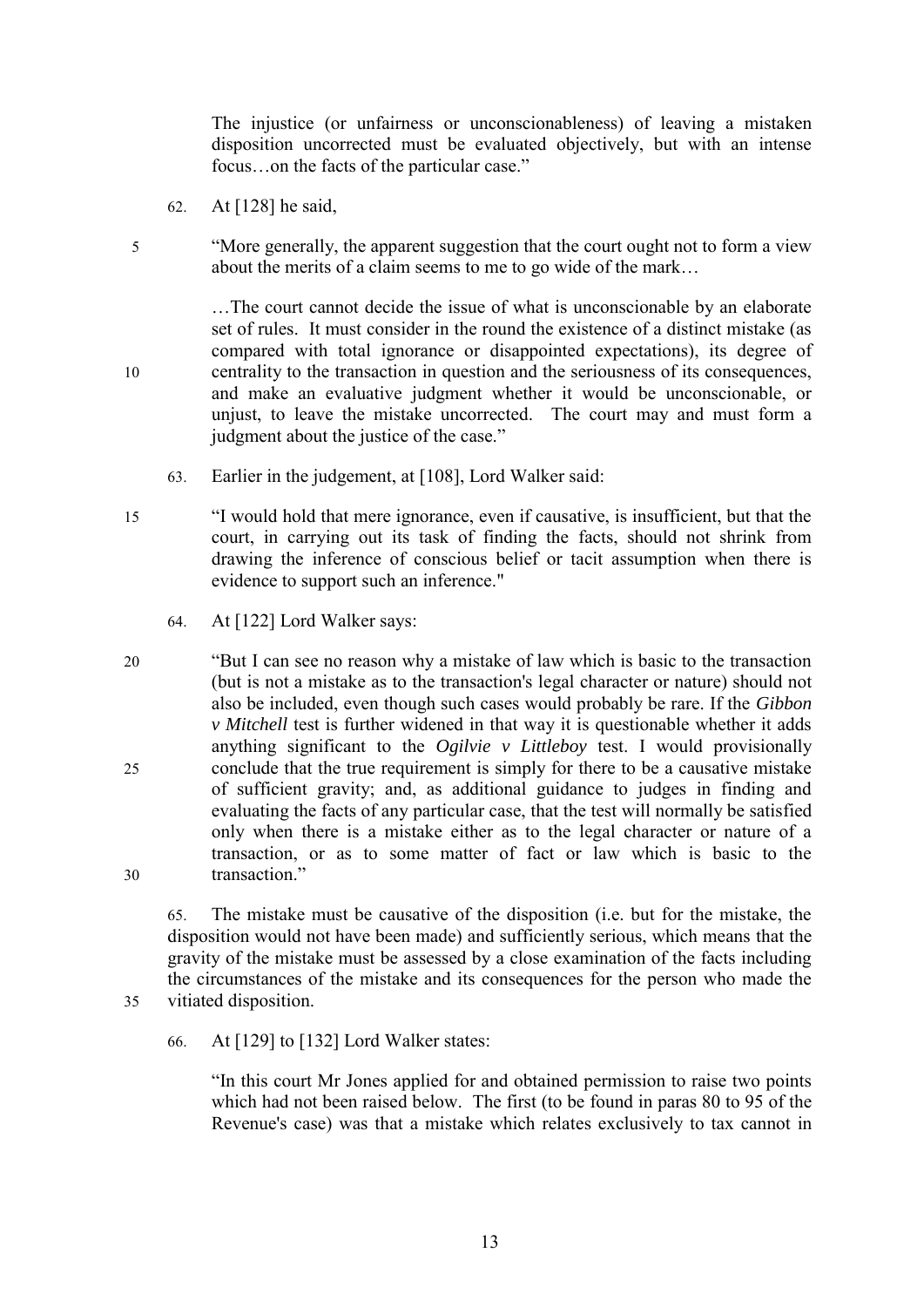The injustice (or unfairness or unconscionableness) of leaving a mistaken disposition uncorrected must be evaluated objectively, but with an intense focus…on the facts of the particular case."

62. At [128] he said,

"More generally, the apparent suggestion that the court ought not to form a view about the merits of a claim seems to me to go wide of the mark…

…The court cannot decide the issue of what is unconscionable by an elaborate set of rules. It must consider in the round the existence of a distinct mistake (as compared with total ignorance or disappointed expectations), its degree of centrality to the transaction in question and the seriousness of its consequences, and make an evaluative judgment whether it would be unconscionable, or unjust, to leave the mistake uncorrected. The court may and must form a judgment about the justice of the case."

63. Earlier in the judgement, at [108], Lord Walker said:

"I would hold that mere ignorance, even if causative, is insufficient, but that the court, in carrying out its task of finding the facts, should not shrink from drawing the inference of conscious belief or tacit assumption when there is evidence to support such an inference."

64. At [122] Lord Walker says:

"But I can see no reason why a mistake of law which is basic to the transaction (but is not a mistake as to the transaction's legal character or nature) should not also be included, even though such cases would probably be rare. If the *Gibbon v Mitchell* test is further widened in that way it is questionable whether it adds anything significant to the *Ogilvie v Littleboy* test. I would provisionally conclude that the true requirement is simply for there to be a causative mistake of sufficient gravity; and, as additional guidance to judges in finding and evaluating the facts of any particular case, that the test will normally be satisfied only when there is a mistake either as to the legal character or nature of a transaction, or as to some matter of fact or law which is basic to the transaction."

65. The mistake must be causative of the disposition (i.e. but for the mistake, the disposition would not have been made) and sufficiently serious, which means that the gravity of the mistake must be assessed by a close examination of the facts including the circumstances of the mistake and its consequences for the person who made the vitiated disposition.

66. At [129] to [132] Lord Walker states:

"In this court Mr Jones applied for and obtained permission to raise two points which had not been raised below. The first (to be found in paras 80 to 95 of the Revenue's case) was that a mistake which relates exclusively to tax cannot in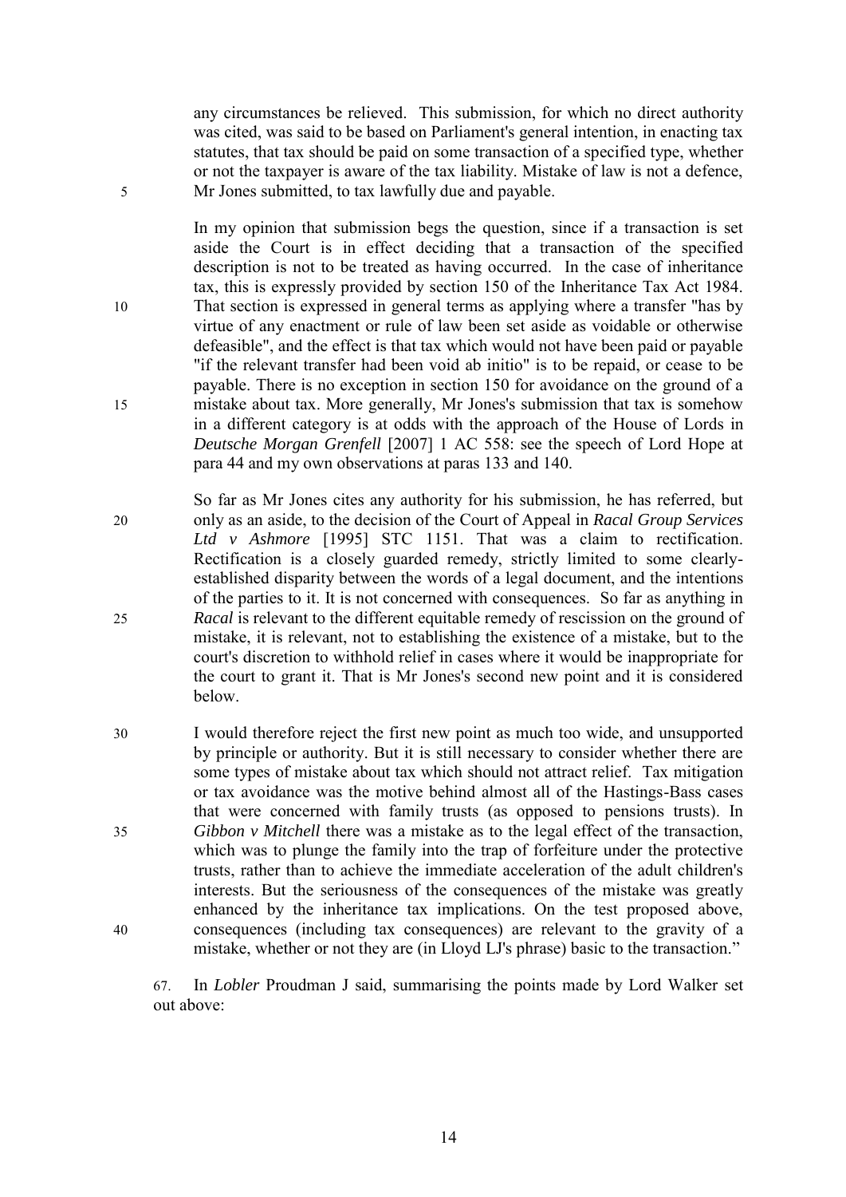any circumstances be relieved. This submission, for which no direct authority was cited, was said to be based on Parliament's general intention, in enacting tax statutes, that tax should be paid on some transaction of a specified type, whether or not the taxpayer is aware of the tax liability. Mistake of law is not a defence, Mr Jones submitted, to tax lawfully due and payable.

In my opinion that submission begs the question, since if a transaction is set aside the Court is in effect deciding that a transaction of the specified description is not to be treated as having occurred. In the case of inheritance tax, this is expressly provided by section 150 of the Inheritance Tax Act 1984. That section is expressed in general terms as applying where a transfer "has by virtue of any enactment or rule of law been set aside as voidable or otherwise defeasible", and the effect is that tax which would not have been paid or payable "if the relevant transfer had been void ab initio" is to be repaid, or cease to be payable. There is no exception in section 150 for avoidance on the ground of a mistake about tax. More generally, Mr Jones's submission that tax is somehow in a different category is at odds with the approach of the House of Lords in *Deutsche Morgan Grenfell* [2007] 1 AC 558: see the speech of Lord Hope at para 44 and my own observations at paras 133 and 140.

So far as Mr Jones cites any authority for his submission, he has referred, but only as an aside, to the decision of the Court of Appeal in *Racal Group Services Ltd v Ashmore* [1995] STC 1151. That was a claim to rectification. Rectification is a closely guarded remedy, strictly limited to some clearly-established disparity between the words of a legal document, and the intentions of the parties to it. It is not concerned with consequences. So far as anything in *Racal* is relevant to the different equitable remedy of rescission on the ground of mistake, it is relevant, not to establishing the existence of a mistake, but to the court's discretion to withhold relief in cases where it would be inappropriate for the court to grant it. That is Mr Jones's second new point and it is considered below.

I would therefore reject the first new point as much too wide, and unsupported by principle or authority. But it is still necessary to consider whether there are some types of mistake about tax which should not attract relief. Tax mitigation or tax avoidance was the motive behind almost all of the Hastings-Bass cases that were concerned with family trusts (as opposed to pensions trusts). In *Gibbon v Mitchell* there was a mistake as to the legal effect of the transaction, which was to plunge the family into the trap of forfeiture under the protective trusts, rather than to achieve the immediate acceleration of the adult children's interests. But the seriousness of the consequences of the mistake was greatly enhanced by the inheritance tax implications. On the test proposed above, consequences (including tax consequences) are relevant to the gravity of a mistake, whether or not they are (in Lloyd LJ's phrase) basic to the transaction."

67. In *Lobler* Proudman J said, summarising the points made by Lord Walker set out above: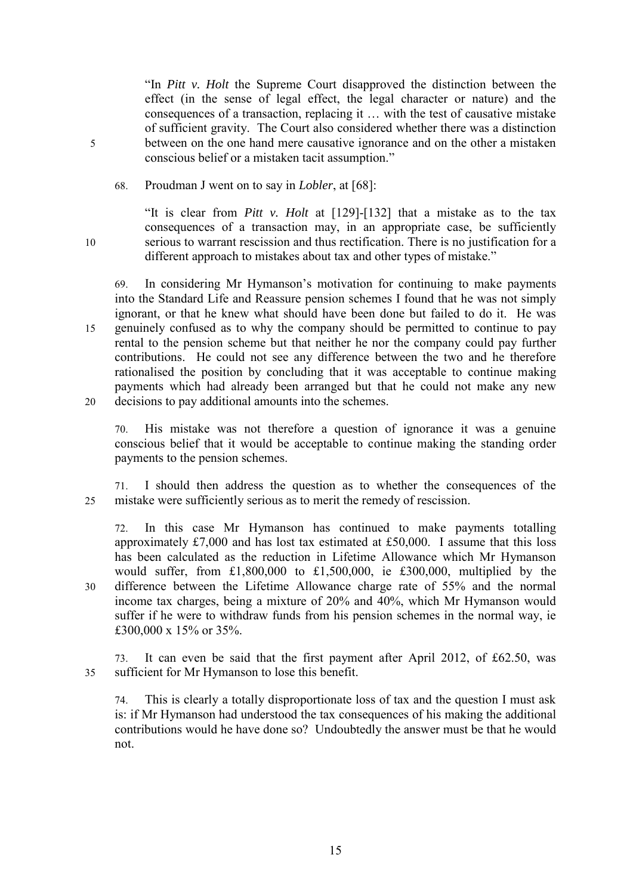> "In *Pitt v. Holt* the Supreme Court disapproved the distinction between the effect (in the sense of legal effect, the legal character or nature) and the consequences of a transaction, replacing it … with the test of causative mistake of sufficient gravity. The Court also considered whether there was a distinction between on the one hand mere causative ignorance and on the other a mistaken conscious belief or a mistaken tacit assumption."

68. Proudman J went on to say in *Lobler*, at [68]:

> "It is clear from *Pitt v. Holt* at [129]-[132] that a mistake as to the tax consequences of a transaction may, in an appropriate case, be sufficiently serious to warrant rescission and thus rectification. There is no justification for a different approach to mistakes about tax and other types of mistake."

69. In considering Mr Hymanson's motivation for continuing to make payments into the Standard Life and Reassure pension schemes I found that he was not simply ignorant, or that he knew what should have been done but failed to do it. He was genuinely confused as to why the company should be permitted to continue to pay rental to the pension scheme but that neither he nor the company could pay further contributions. He could not see any difference between the two and he therefore rationalised the position by concluding that it was acceptable to continue making payments which had already been arranged but that he could not make any new decisions to pay additional amounts into the schemes.

70. His mistake was not therefore a question of ignorance it was a genuine conscious belief that it would be acceptable to continue making the standing order payments to the pension schemes.

71. I should then address the question as to whether the consequences of the mistake were sufficiently serious as to merit the remedy of rescission.

72. In this case Mr Hymanson has continued to make payments totalling approximately £7,000 and has lost tax estimated at £50,000. I assume that this loss has been calculated as the reduction in Lifetime Allowance which Mr Hymanson would suffer, from £1,800,000 to £1,500,000, ie £300,000, multiplied by the difference between the Lifetime Allowance charge rate of 55% and the normal income tax charges, being a mixture of 20% and 40%, which Mr Hymanson would suffer if he were to withdraw funds from his pension schemes in the normal way, ie £300,000 x 15% or 35%.

73. It can even be said that the first payment after April 2012, of £62.50, was sufficient for Mr Hymanson to lose this benefit.

74. This is clearly a totally disproportionate loss of tax and the question I must ask is: if Mr Hymanson had understood the tax consequences of his making the additional contributions would he have done so? Undoubtedly the answer must be that he would not.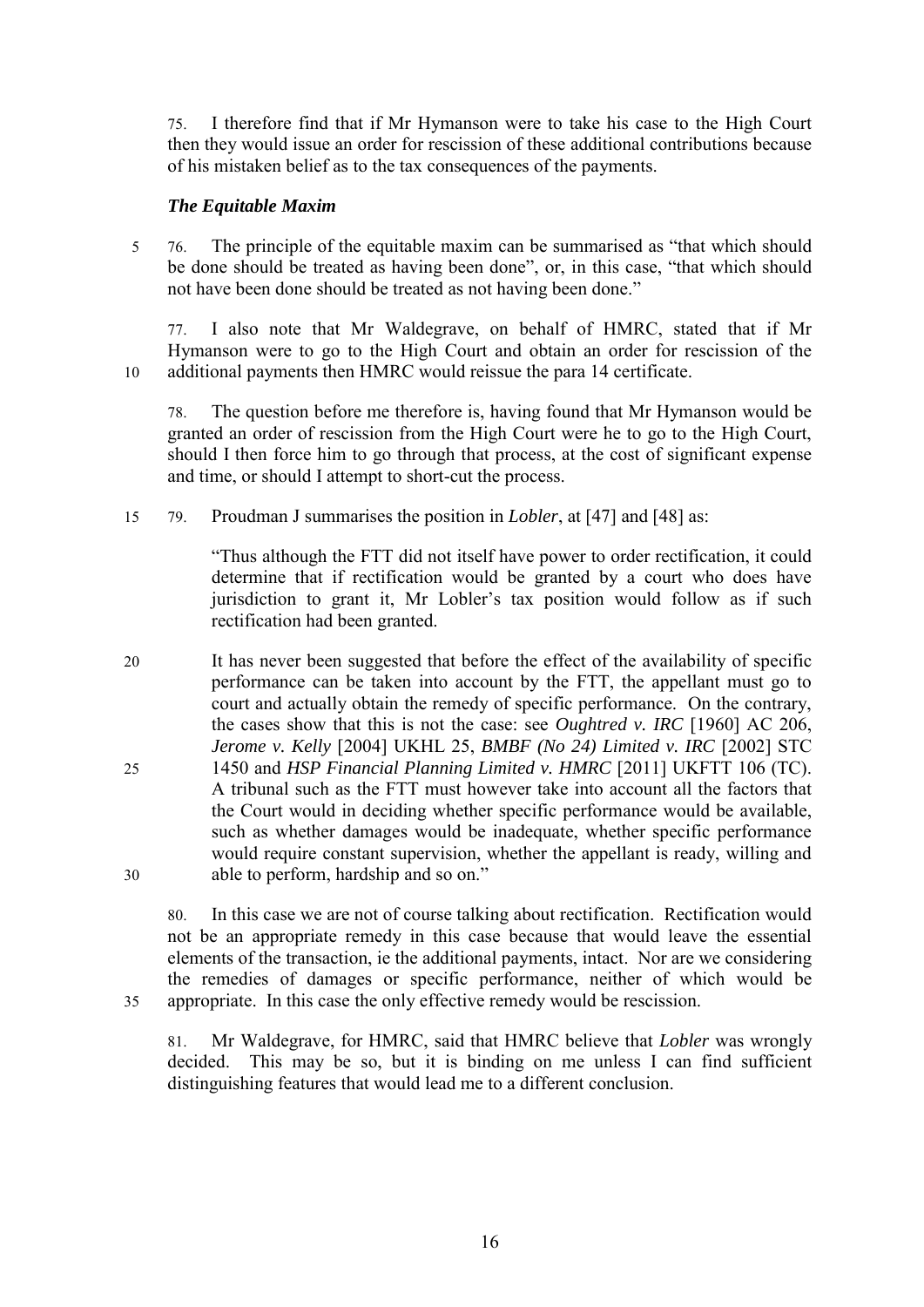75. I therefore find that if Mr Hymanson were to take his case to the High Court then they would issue an order for rescission of these additional contributions because of his mistaken belief as to the tax consequences of the payments.

### *The Equitable Maxim*

76. The principle of the equitable maxim can be summarised as "that which should be done should be treated as having been done", or, in this case, "that which should not have been done should be treated as not having been done."

77. I also note that Mr Waldegrave, on behalf of HMRC, stated that if Mr Hymanson were to go to the High Court and obtain an order for rescission of the additional payments then HMRC would reissue the para 14 certificate.

78. The question before me therefore is, having found that Mr Hymanson would be granted an order of rescission from the High Court were he to go to the High Court, should I then force him to go through that process, at the cost of significant expense and time, or should I attempt to short-cut the process.

79. Proudman J summarises the position in *Lobler*, at [47] and [48] as:

> "Thus although the FTT did not itself have power to order rectification, it could determine that if rectification would be granted by a court who does have jurisdiction to grant it, Mr Lobler's tax position would follow as if such rectification had been granted.
>
> It has never been suggested that before the effect of the availability of specific performance can be taken into account by the FTT, the appellant must go to court and actually obtain the remedy of specific performance. On the contrary, the cases show that this is not the case: see *Oughtred v. IRC* [1960] AC 206, *Jerome v. Kelly* [2004] UKHL 25, *BMBF (No 24) Limited v. IRC* [2002] STC 1450 and *HSP Financial Planning Limited v. HMRC* [2011] UKFTT 106 (TC). A tribunal such as the FTT must however take into account all the factors that the Court would in deciding whether specific performance would be available, such as whether damages would be inadequate, whether specific performance would require constant supervision, whether the appellant is ready, willing and able to perform, hardship and so on."

80. In this case we are not of course talking about rectification. Rectification would not be an appropriate remedy in this case because that would leave the essential elements of the transaction, ie the additional payments, intact. Nor are we considering the remedies of damages or specific performance, neither of which would be appropriate. In this case the only effective remedy would be rescission.

81. Mr Waldegrave, for HMRC, said that HMRC believe that *Lobler* was wrongly decided. This may be so, but it is binding on me unless I can find sufficient distinguishing features that would lead me to a different conclusion.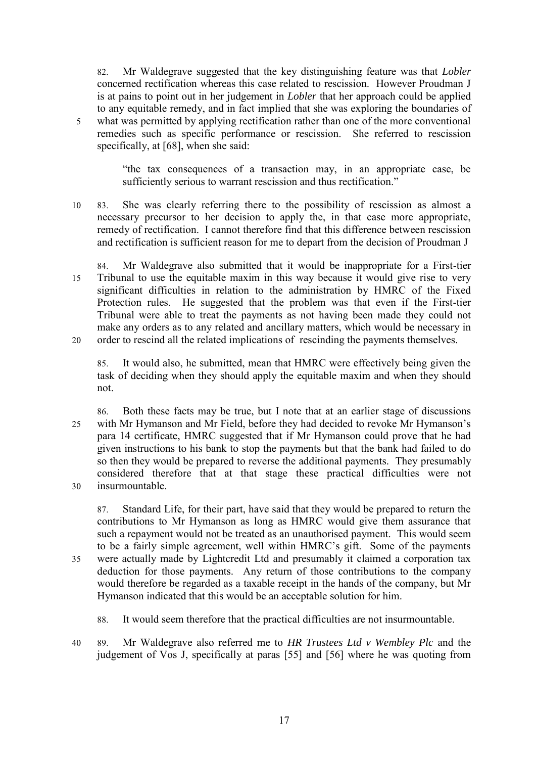82. Mr Waldegrave suggested that the key distinguishing feature was that *Lobler* concerned rectification whereas this case related to rescission. However Proudman J is at pains to point out in her judgement in *Lobler* that her approach could be applied to any equitable remedy, and in fact implied that she was exploring the boundaries of what was permitted by applying rectification rather than one of the more conventional remedies such as specific performance or rescission. She referred to rescission specifically, at [68], when she said:

> "the tax consequences of a transaction may, in an appropriate case, be sufficiently serious to warrant rescission and thus rectification."

83. She was clearly referring there to the possibility of rescission as almost a necessary precursor to her decision to apply the, in that case more appropriate, remedy of rectification. I cannot therefore find that this difference between rescission and rectification is sufficient reason for me to depart from the decision of Proudman J

84. Mr Waldegrave also submitted that it would be inappropriate for a First-tier Tribunal to use the equitable maxim in this way because it would give rise to very significant difficulties in relation to the administration by HMRC of the Fixed Protection rules. He suggested that the problem was that even if the First-tier Tribunal were able to treat the payments as not having been made they could not make any orders as to any related and ancillary matters, which would be necessary in order to rescind all the related implications of rescinding the payments themselves.

85. It would also, he submitted, mean that HMRC were effectively being given the task of deciding when they should apply the equitable maxim and when they should not.

86. Both these facts may be true, but I note that at an earlier stage of discussions with Mr Hymanson and Mr Field, before they had decided to revoke Mr Hymanson's para 14 certificate, HMRC suggested that if Mr Hymanson could prove that he had given instructions to his bank to stop the payments but that the bank had failed to do so then they would be prepared to reverse the additional payments. They presumably considered therefore that at that stage these practical difficulties were not insurmountable.

87. Standard Life, for their part, have said that they would be prepared to return the contributions to Mr Hymanson as long as HMRC would give them assurance that such a repayment would not be treated as an unauthorised payment. This would seem to be a fairly simple agreement, well within HMRC's gift. Some of the payments were actually made by Lightcredit Ltd and presumably it claimed a corporation tax deduction for those payments. Any return of those contributions to the company would therefore be regarded as a taxable receipt in the hands of the company, but Mr Hymanson indicated that this would be an acceptable solution for him.

88. It would seem therefore that the practical difficulties are not insurmountable.

89. Mr Waldegrave also referred me to *HR Trustees Ltd v Wembley Plc* and the judgement of Vos J, specifically at paras [55] and [56] where he was quoting from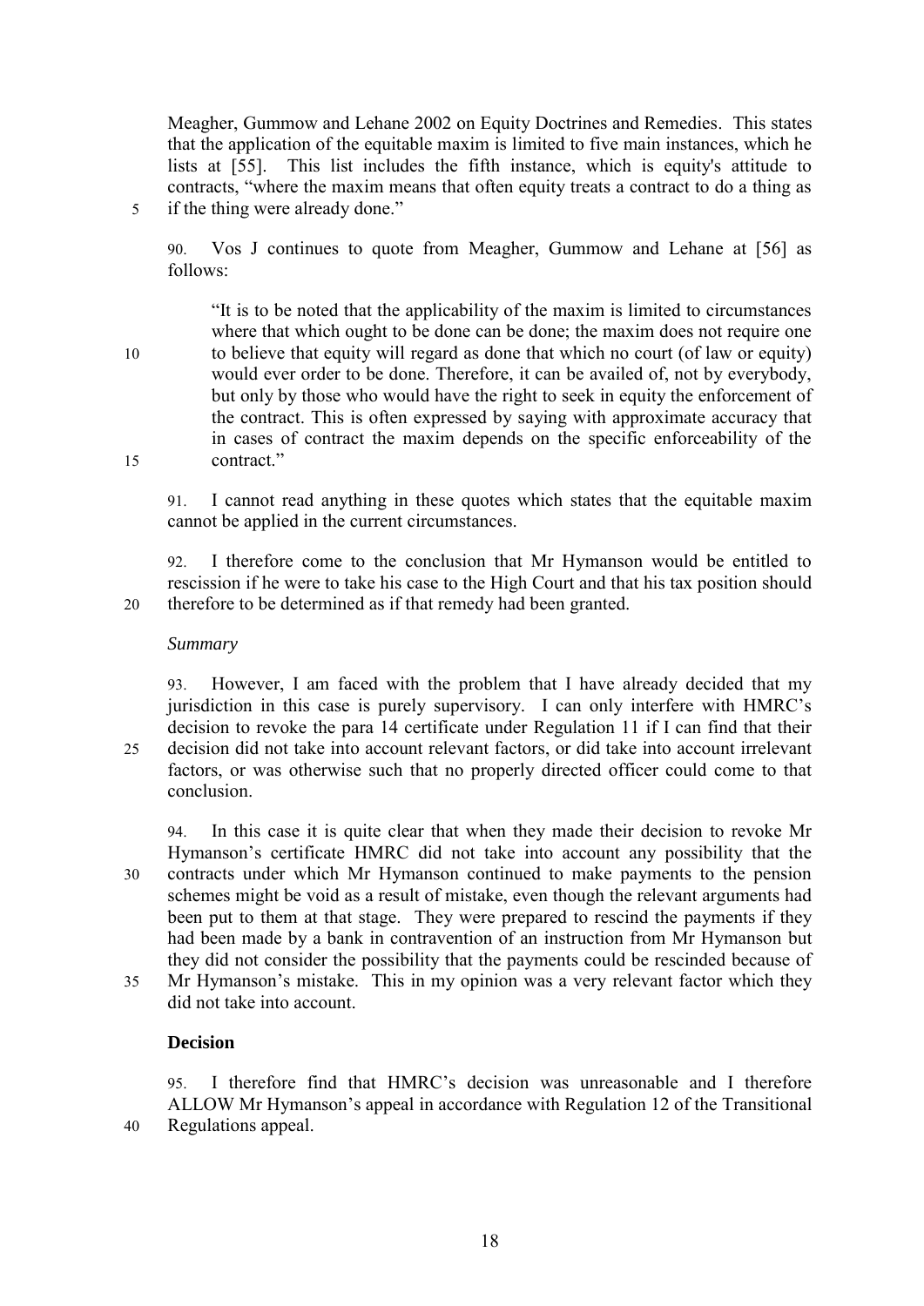Meagher, Gummow and Lehane 2002 on Equity Doctrines and Remedies. This states that the application of the equitable maxim is limited to five main instances, which he lists at [55]. This list includes the fifth instance, which is equity's attitude to contracts, "where the maxim means that often equity treats a contract to do a thing as if the thing were already done."

90. Vos J continues to quote from Meagher, Gummow and Lehane at [56] as follows:

> "It is to be noted that the applicability of the maxim is limited to circumstances where that which ought to be done can be done; the maxim does not require one to believe that equity will regard as done that which no court (of law or equity) would ever order to be done. Therefore, it can be availed of, not by everybody, but only by those who would have the right to seek in equity the enforcement of the contract. This is often expressed by saying with approximate accuracy that in cases of contract the maxim depends on the specific enforceability of the contract."

91. I cannot read anything in these quotes which states that the equitable maxim cannot be applied in the current circumstances.

92. I therefore come to the conclusion that Mr Hymanson would be entitled to rescission if he were to take his case to the High Court and that his tax position should therefore to be determined as if that remedy had been granted.

*Summary*

93. However, I am faced with the problem that I have already decided that my jurisdiction in this case is purely supervisory. I can only interfere with HMRC's decision to revoke the para 14 certificate under Regulation 11 if I can find that their decision did not take into account relevant factors, or did take into account irrelevant factors, or was otherwise such that no properly directed officer could come to that conclusion.

94. In this case it is quite clear that when they made their decision to revoke Mr Hymanson's certificate HMRC did not take into account any possibility that the contracts under which Mr Hymanson continued to make payments to the pension schemes might be void as a result of mistake, even though the relevant arguments had been put to them at that stage. They were prepared to rescind the payments if they had been made by a bank in contravention of an instruction from Mr Hymanson but they did not consider the possibility that the payments could be rescinded because of Mr Hymanson's mistake. This in my opinion was a very relevant factor which they did not take into account.

## Decision

95. I therefore find that HMRC's decision was unreasonable and I therefore ALLOW Mr Hymanson's appeal in accordance with Regulation 12 of the Transitional Regulations appeal.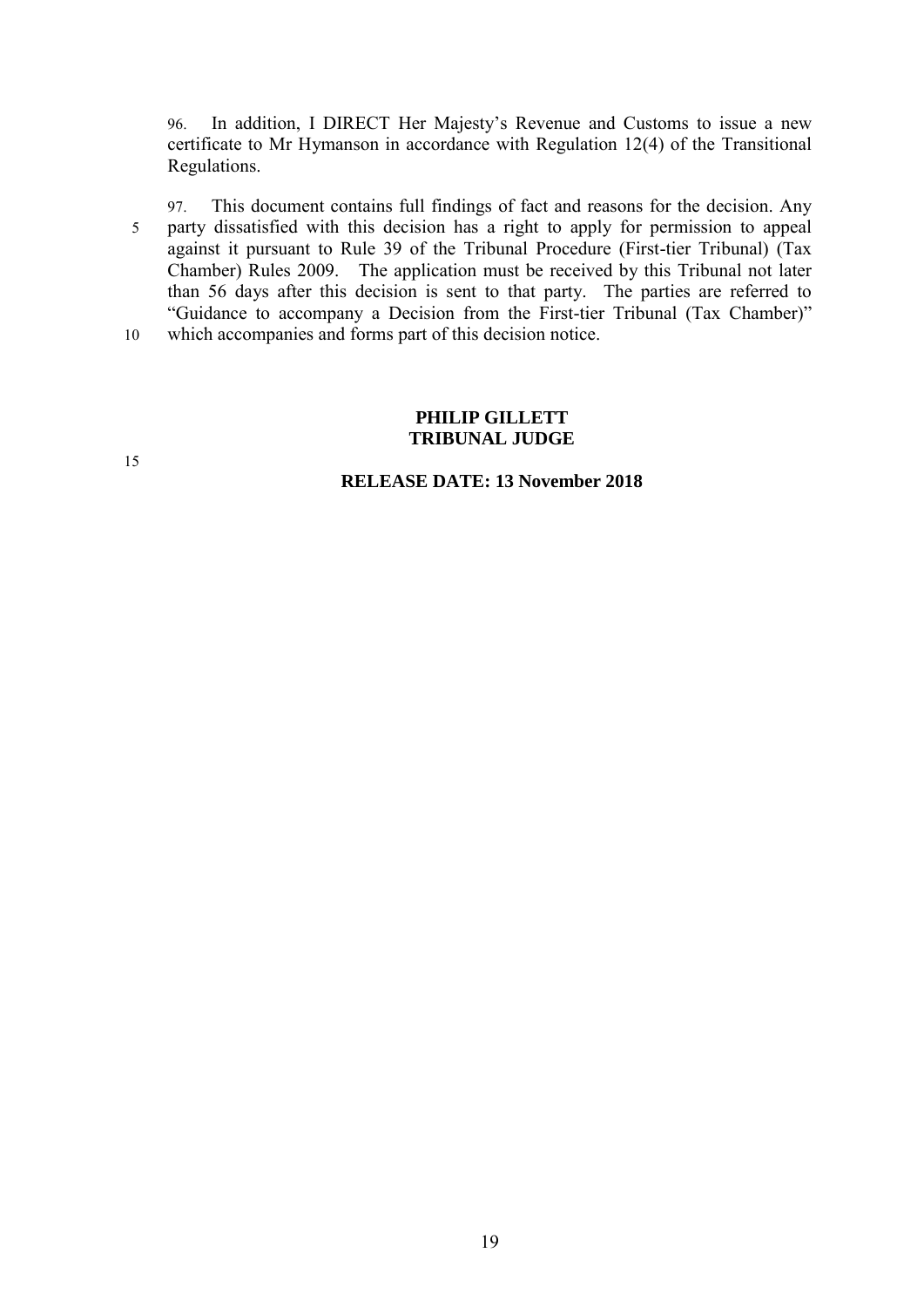96. In addition, I DIRECT Her Majesty's Revenue and Customs to issue a new certificate to Mr Hymanson in accordance with Regulation 12(4) of the Transitional Regulations.

97. This document contains full findings of fact and reasons for the decision. Any party dissatisfied with this decision has a right to apply for permission to appeal against it pursuant to Rule 39 of the Tribunal Procedure (First-tier Tribunal) (Tax Chamber) Rules 2009. The application must be received by this Tribunal not later than 56 days after this decision is sent to that party. The parties are referred to "Guidance to accompany a Decision from the First-tier Tribunal (Tax Chamber)" which accompanies and forms part of this decision notice.

**PHILIP GILLETT**
**TRIBUNAL JUDGE**

**RELEASE DATE: 13 November 2018**